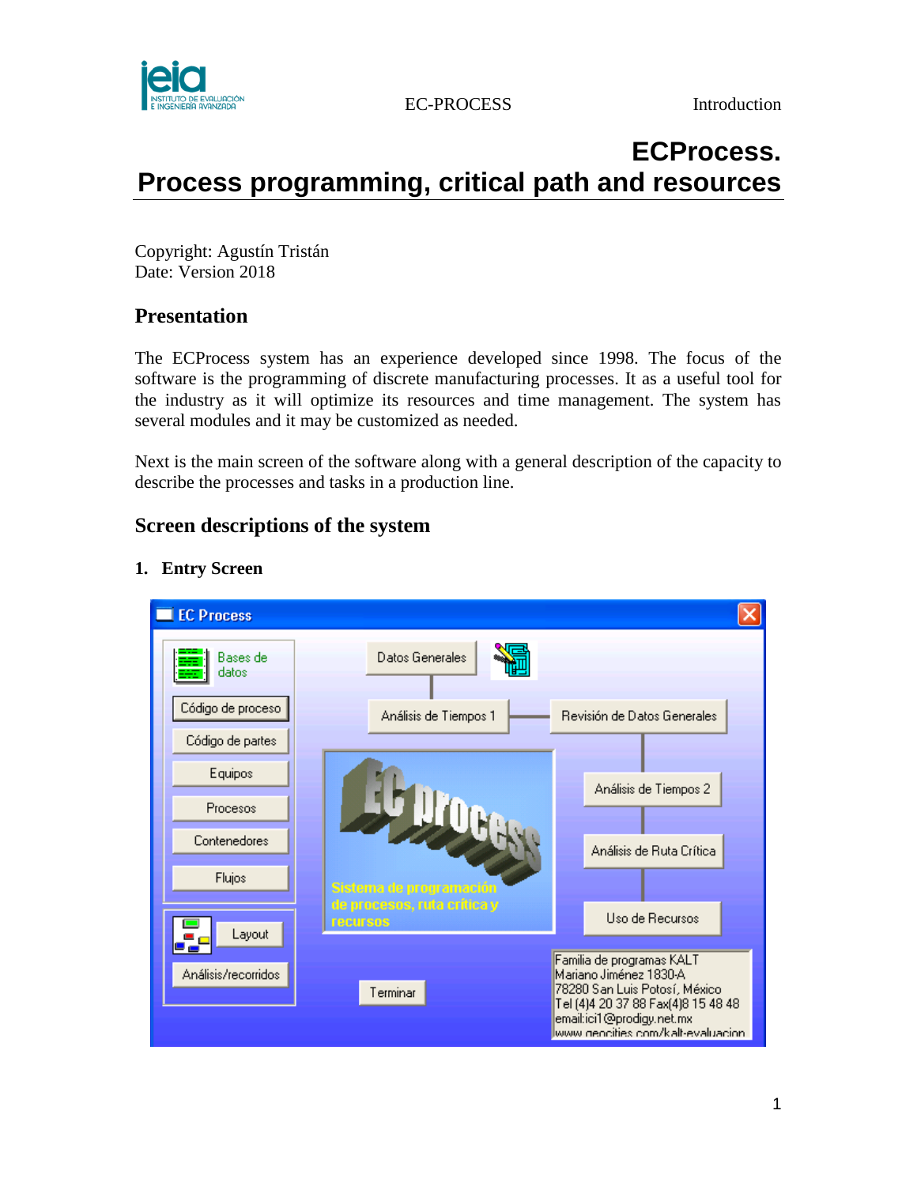# ECProcess. Process programming, critical path and resources

Copyright: Agustín Tristán
Date: Version 2018

## Presentation

The ECProcess system has an experience developed since 1998. The focus of the software is the programming of discrete manufacturing processes. It as a useful tool for the industry as it will optimize its resources and time management. The system has several modules and it may be customized as needed.

Next is the main screen of the software along with a general description of the capacity to describe the processes and tasks in a production line.

## Screen descriptions of the system

### 1. Entry Screen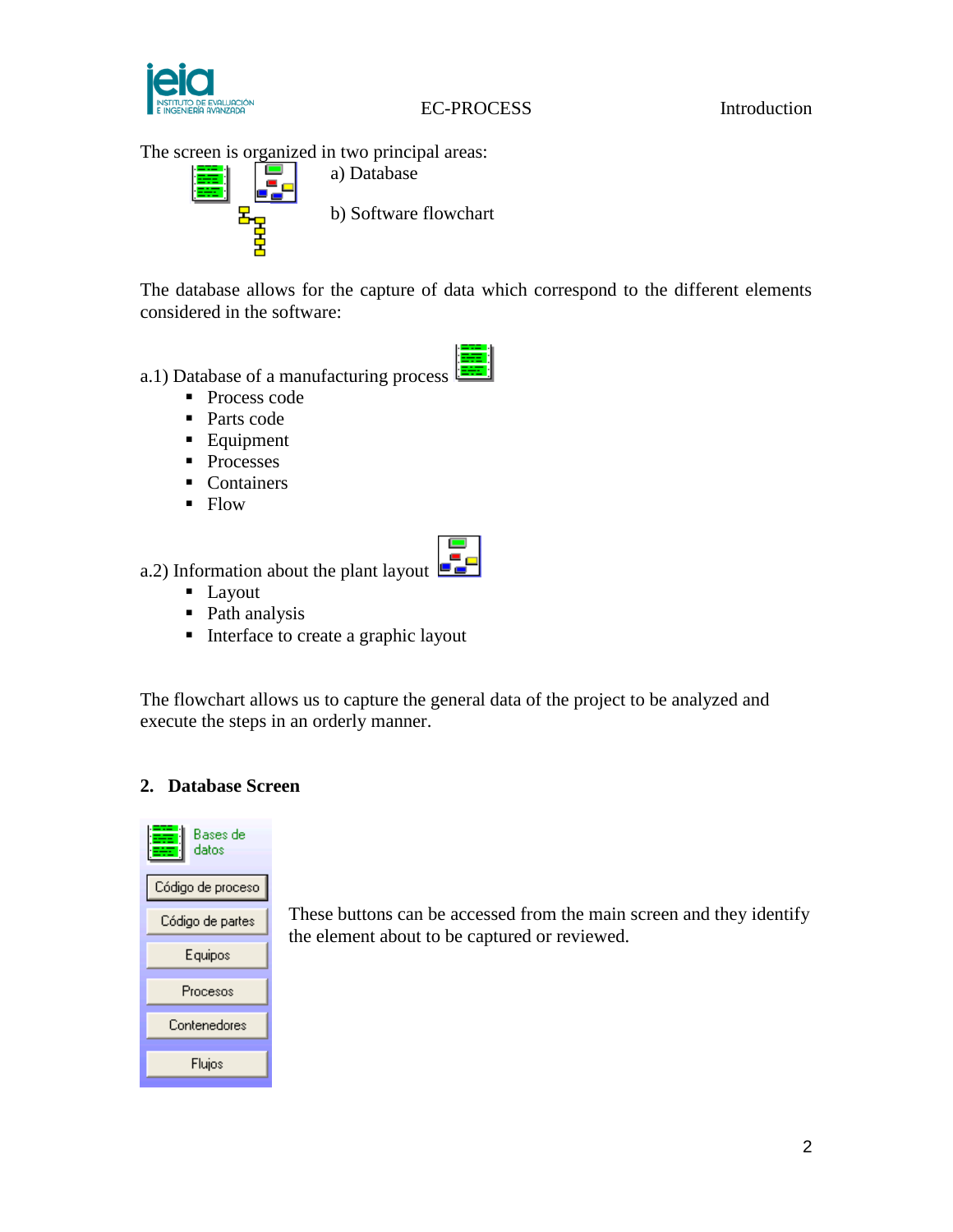The screen is organized in two principal areas:

a) Database

b) Software flowchart

The database allows for the capture of data which correspond to the different elements considered in the software:

a.1) Database of a manufacturing process

- Process code
- Parts code
- Equipment
- Processes
- Containers
- Flow

a.2) Information about the plant layout

- Layout
- Path analysis
- Interface to create a graphic layout

The flowchart allows us to capture the general data of the project to be analyzed and execute the steps in an orderly manner.

## 2. Database Screen

Bases de datos

- Código de proceso
- Código de partes
- Equipos
- Procesos
- Contenedores
- Flujos

These buttons can be accessed from the main screen and they identify the element about to be captured or reviewed.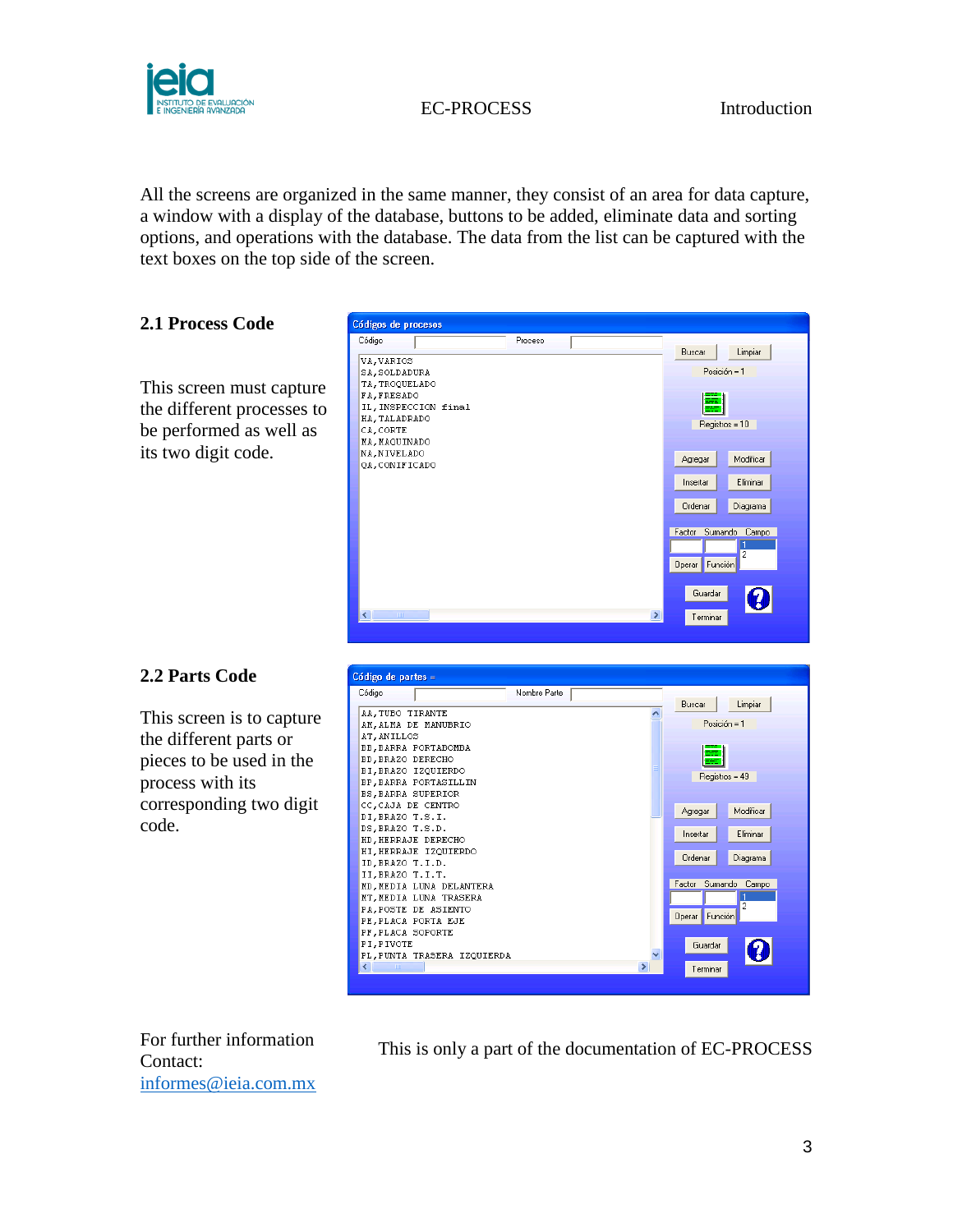All the screens are organized in the same manner, they consist of an area for data capture, a window with a display of the database, buttons to be added, eliminate data and sorting options, and operations with the database. The data from the list can be captured with the text boxes on the top side of the screen.

## 2.1 Process Code

This screen must capture the different processes to be performed as well as its two digit code.

## 2.2 Parts Code

This screen is to capture the different parts or pieces to be used in the process with its corresponding two digit code.

For further information
Contact:
informes@ieia.com.mx

This is only a part of the documentation of EC-PROCESS